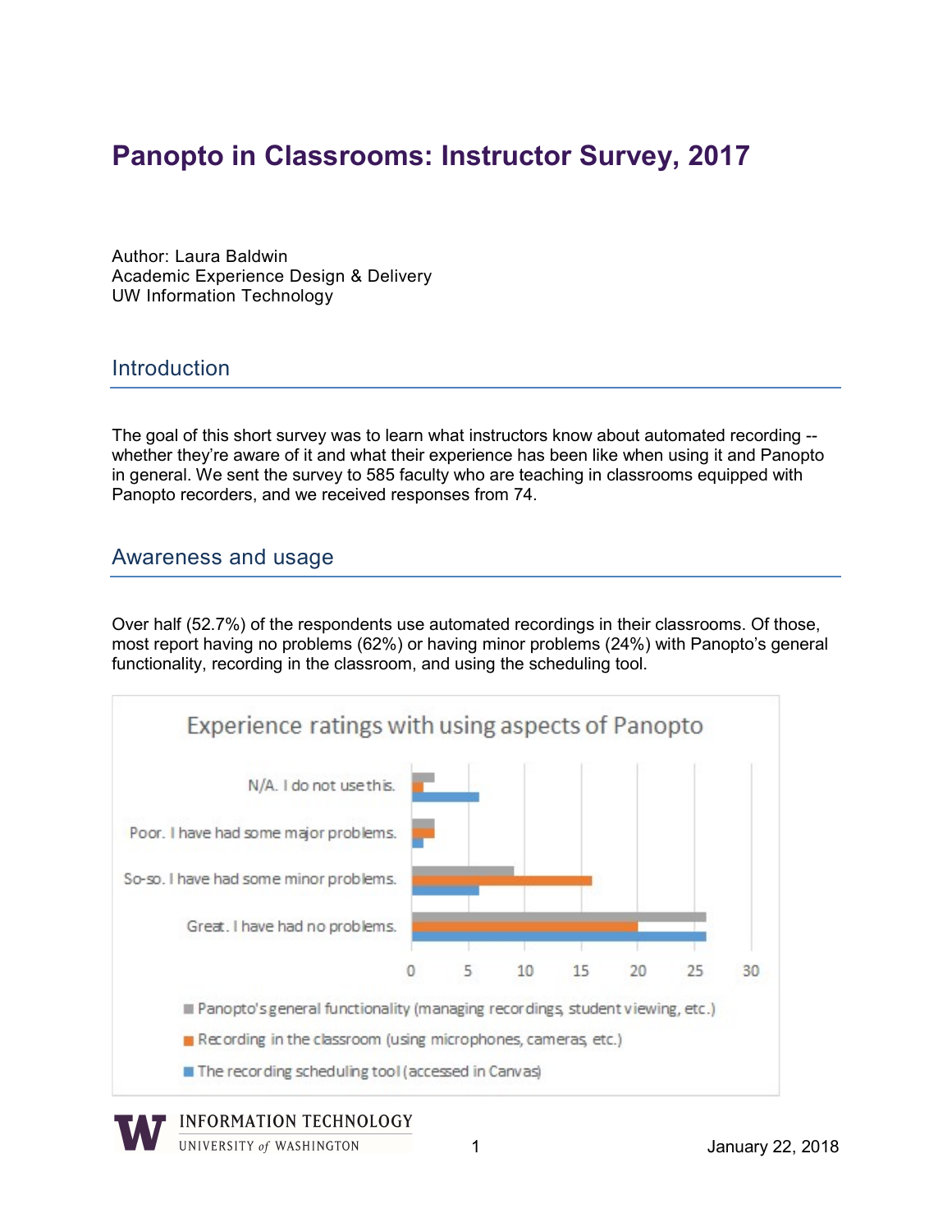# Panopto in Classrooms: Instructor Survey, 2017

Author: Laura Baldwin
Academic Experience Design & Delivery
UW Information Technology

## Introduction

The goal of this short survey was to learn what instructors know about automated recording -- whether they're aware of it and what their experience has been like when using it and Panopto in general. We sent the survey to 585 faculty who are teaching in classrooms equipped with Panopto recorders, and we received responses from 74.

## Awareness and usage

Over half (52.7%) of the respondents use automated recordings in their classrooms. Of those, most report having no problems (62%) or having minor problems (24%) with Panopto's general functionality, recording in the classroom, and using the scheduling tool.

**Experience ratings with using aspects of Panopto**

- N/A. I do not use this.
- Poor. I have had some major problems.
- So-so. I have had some minor problems.
- Great. I have had no problems.

Legend:
- Panopto's general functionality (managing recordings, student viewing, etc.)
- Recording in the classroom (using microphones, cameras, etc.)
- The recording scheduling tool (accessed in Canvas)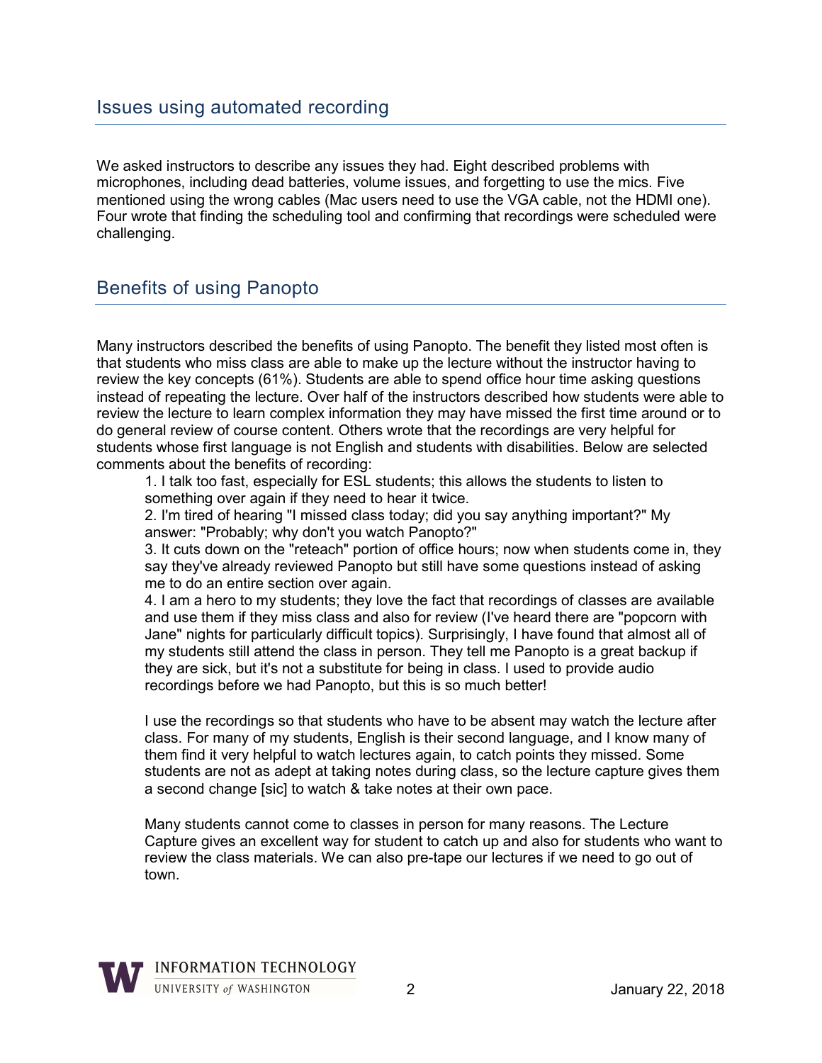## Issues using automated recording

We asked instructors to describe any issues they had. Eight described problems with microphones, including dead batteries, volume issues, and forgetting to use the mics. Five mentioned using the wrong cables (Mac users need to use the VGA cable, not the HDMI one). Four wrote that finding the scheduling tool and confirming that recordings were scheduled were challenging.

## Benefits of using Panopto

Many instructors described the benefits of using Panopto. The benefit they listed most often is that students who miss class are able to make up the lecture without the instructor having to review the key concepts (61%). Students are able to spend office hour time asking questions instead of repeating the lecture. Over half of the instructors described how students were able to review the lecture to learn complex information they may have missed the first time around or to do general review of course content. Others wrote that the recordings are very helpful for students whose first language is not English and students with disabilities. Below are selected comments about the benefits of recording:

> 1. I talk too fast, especially for ESL students; this allows the students to listen to something over again if they need to hear it twice.
> 2. I'm tired of hearing "I missed class today; did you say anything important?" My answer: "Probably; why don't you watch Panopto?"
> 3. It cuts down on the "reteach" portion of office hours; now when students come in, they say they've already reviewed Panopto but still have some questions instead of asking me to do an entire section over again.
> 4. I am a hero to my students; they love the fact that recordings of classes are available and use them if they miss class and also for review (I've heard there are "popcorn with Jane" nights for particularly difficult topics). Surprisingly, I have found that almost all of my students still attend the class in person. They tell me Panopto is a great backup if they are sick, but it's not a substitute for being in class. I used to provide audio recordings before we had Panopto, but this is so much better!
>
> I use the recordings so that students who have to be absent may watch the lecture after class. For many of my students, English is their second language, and I know many of them find it very helpful to watch lectures again, to catch points they missed. Some students are not as adept at taking notes during class, so the lecture capture gives them a second change [sic] to watch & take notes at their own pace.
>
> Many students cannot come to classes in person for many reasons. The Lecture Capture gives an excellent way for student to catch up and also for students who want to review the class materials. We can also pre-tape our lectures if we need to go out of town.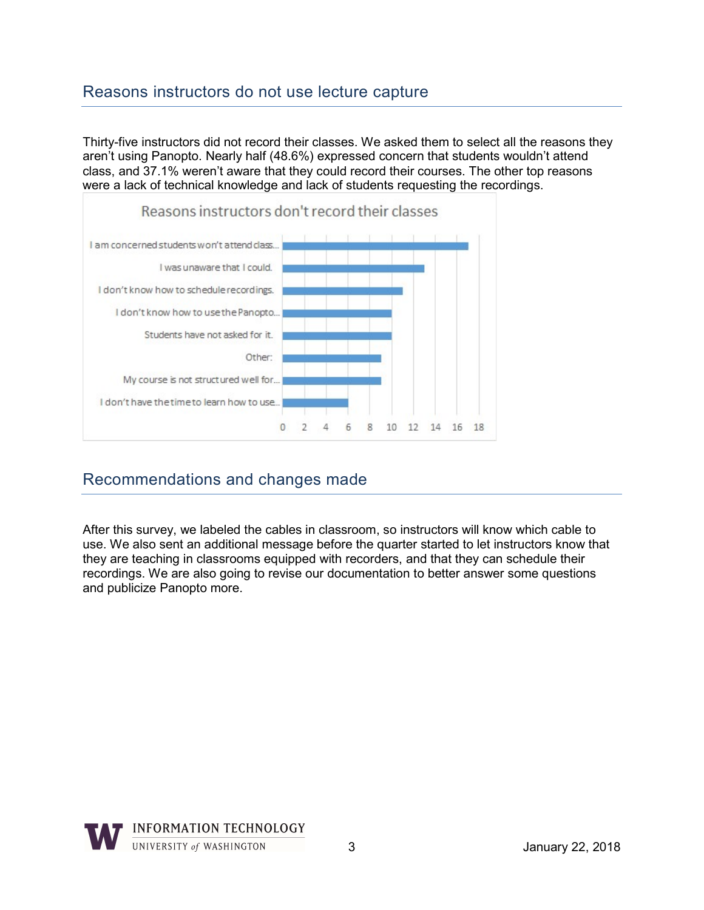## Reasons instructors do not use lecture capture

Thirty-five instructors did not record their classes. We asked them to select all the reasons they aren't using Panopto. Nearly half (48.6%) expressed concern that students wouldn't attend class, and 37.1% weren't aware that they could record their courses. The other top reasons were a lack of technical knowledge and lack of students requesting the recordings.

Reasons instructors don't record their classes

I am concerned students won't attend class...

I was unaware that I could.

I don't know how to schedule recordings.

I don't know how to use the Panopto...

Students have not asked for it.

Other:

My course is not structured well for...

I don't have the time to learn how to use...

0 2 4 6 8 10 12 14 16 18

## Recommendations and changes made

After this survey, we labeled the cables in classroom, so instructors will know which cable to use. We also sent an additional message before the quarter started to let instructors know that they are teaching in classrooms equipped with recorders, and that they can schedule their recordings. We are also going to revise our documentation to better answer some questions and publicize Panopto more.